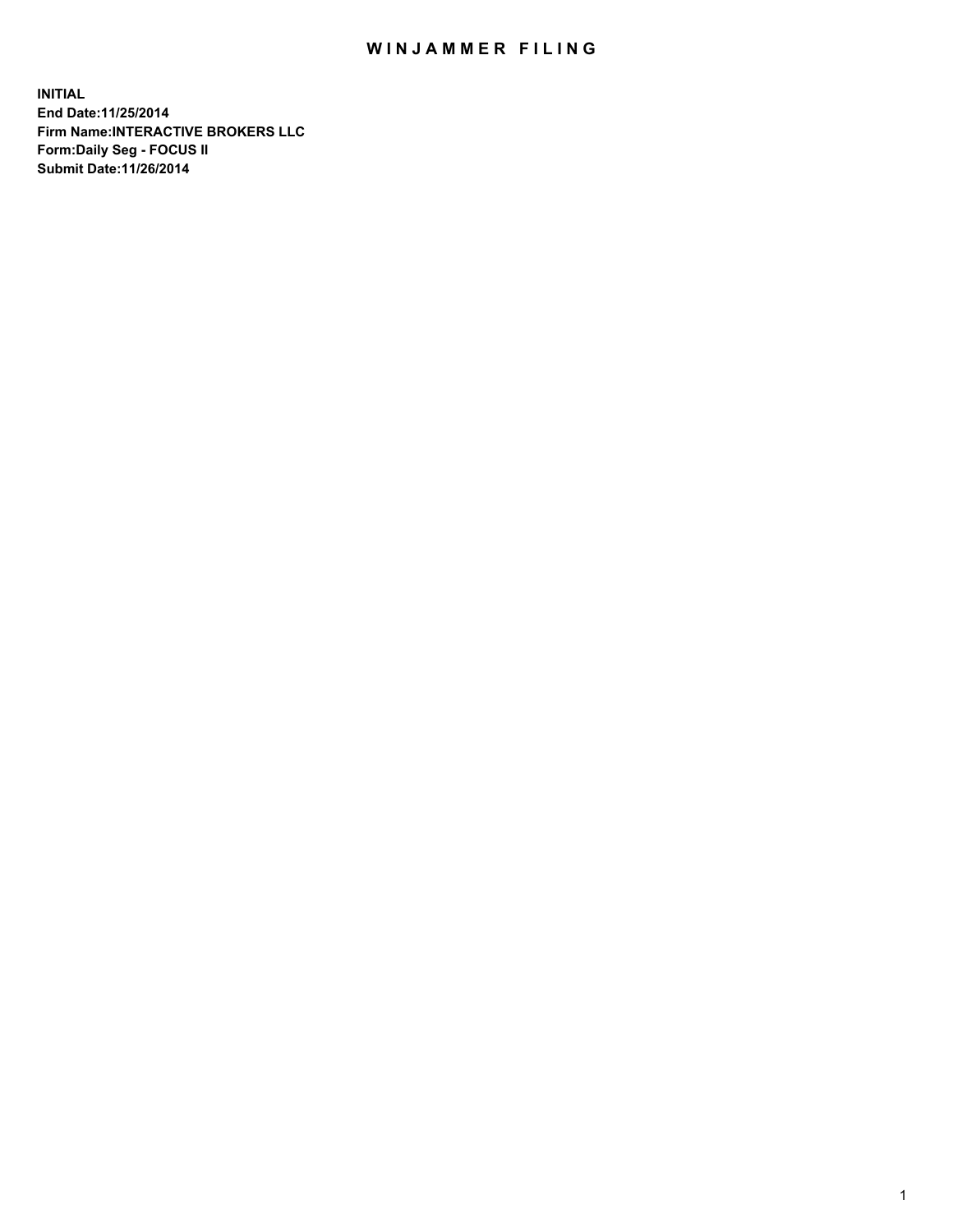# WINJAMMER FILING

**INITIAL**
**End Date:11/25/2014**
**Firm Name:INTERACTIVE BROKERS LLC**
**Form:Daily Seg - FOCUS II**
**Submit Date:11/26/2014**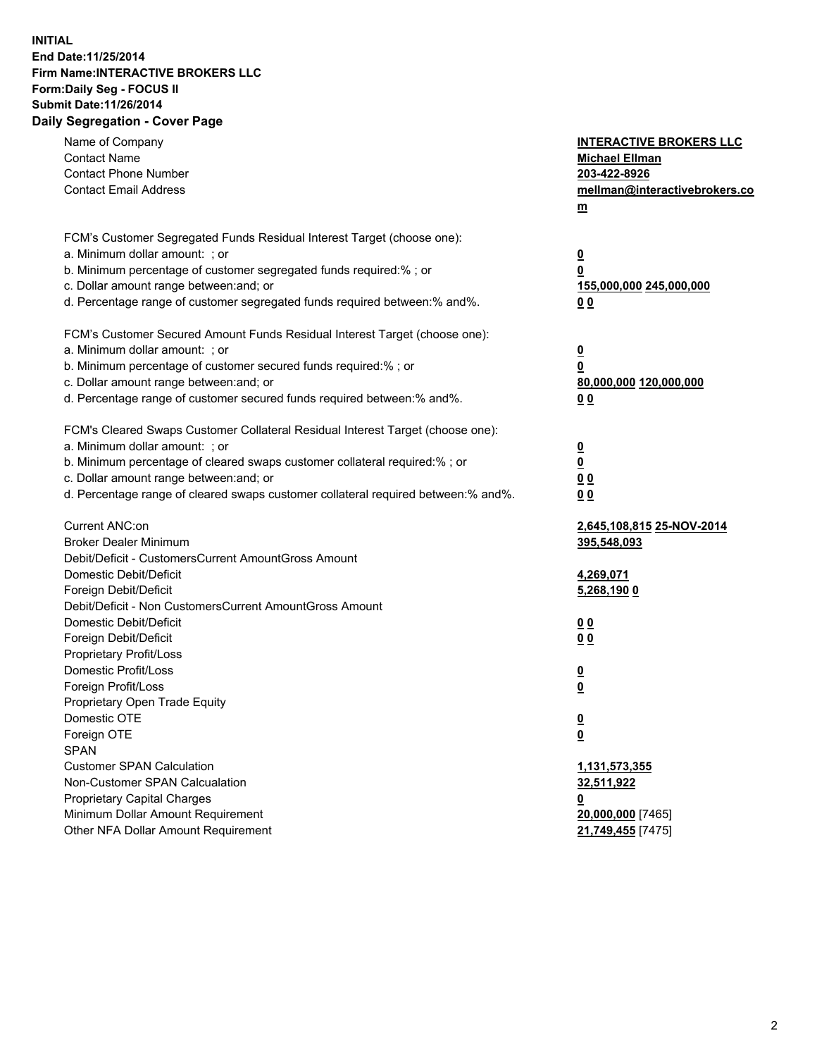**INITIAL**
**End Date:11/25/2014**
**Firm Name:INTERACTIVE BROKERS LLC**
**Form:Daily Seg - FOCUS II**
**Submit Date:11/26/2014**
**Daily Segregation - Cover Page**

| | |
|---|---|
| Name of Company | **INTERACTIVE BROKERS LLC** |
| Contact Name | **Michael Ellman** |
| Contact Phone Number | **203-422-8926** |
| Contact Email Address | **mellman@interactivebrokers.com** |
| FCM's Customer Segregated Funds Residual Interest Target (choose one): | |
| a. Minimum dollar amount: ; or | **0** |
| b. Minimum percentage of customer segregated funds required:% ; or | **0** |
| c. Dollar amount range between:and; or | **155,000,000 245,000,000** |
| d. Percentage range of customer segregated funds required between:% and%. | **0 0** |
| FCM's Customer Secured Amount Funds Residual Interest Target (choose one): | |
| a. Minimum dollar amount: ; or | **0** |
| b. Minimum percentage of customer secured funds required:% ; or | **0** |
| c. Dollar amount range between:and; or | **80,000,000 120,000,000** |
| d. Percentage range of customer secured funds required between:% and%. | **0 0** |
| FCM's Cleared Swaps Customer Collateral Residual Interest Target (choose one): | |
| a. Minimum dollar amount: ; or | **0** |
| b. Minimum percentage of cleared swaps customer collateral required:% ; or | **0** |
| c. Dollar amount range between:and; or | **0 0** |
| d. Percentage range of cleared swaps customer collateral required between:% and%. | **0 0** |
| Current ANC:on | **2,645,108,815 25-NOV-2014** |
| Broker Dealer Minimum | **395,548,093** |
| Debit/Deficit - CustomersCurrent AmountGross Amount | |
| Domestic Debit/Deficit | **4,269,071** |
| Foreign Debit/Deficit | **5,268,190 0** |
| Debit/Deficit - Non CustomersCurrent AmountGross Amount | |
| Domestic Debit/Deficit | **0 0** |
| Foreign Debit/Deficit | **0 0** |
| Proprietary Profit/Loss | |
| Domestic Profit/Loss | **0** |
| Foreign Profit/Loss | **0** |
| Proprietary Open Trade Equity | |
| Domestic OTE | **0** |
| Foreign OTE | **0** |
| SPAN | |
| Customer SPAN Calculation | **1,131,573,355** |
| Non-Customer SPAN Calcualation | **32,511,922** |
| Proprietary Capital Charges | **0** |
| Minimum Dollar Amount Requirement | **20,000,000** [7465] |
| Other NFA Dollar Amount Requirement | **21,749,455** [7475] |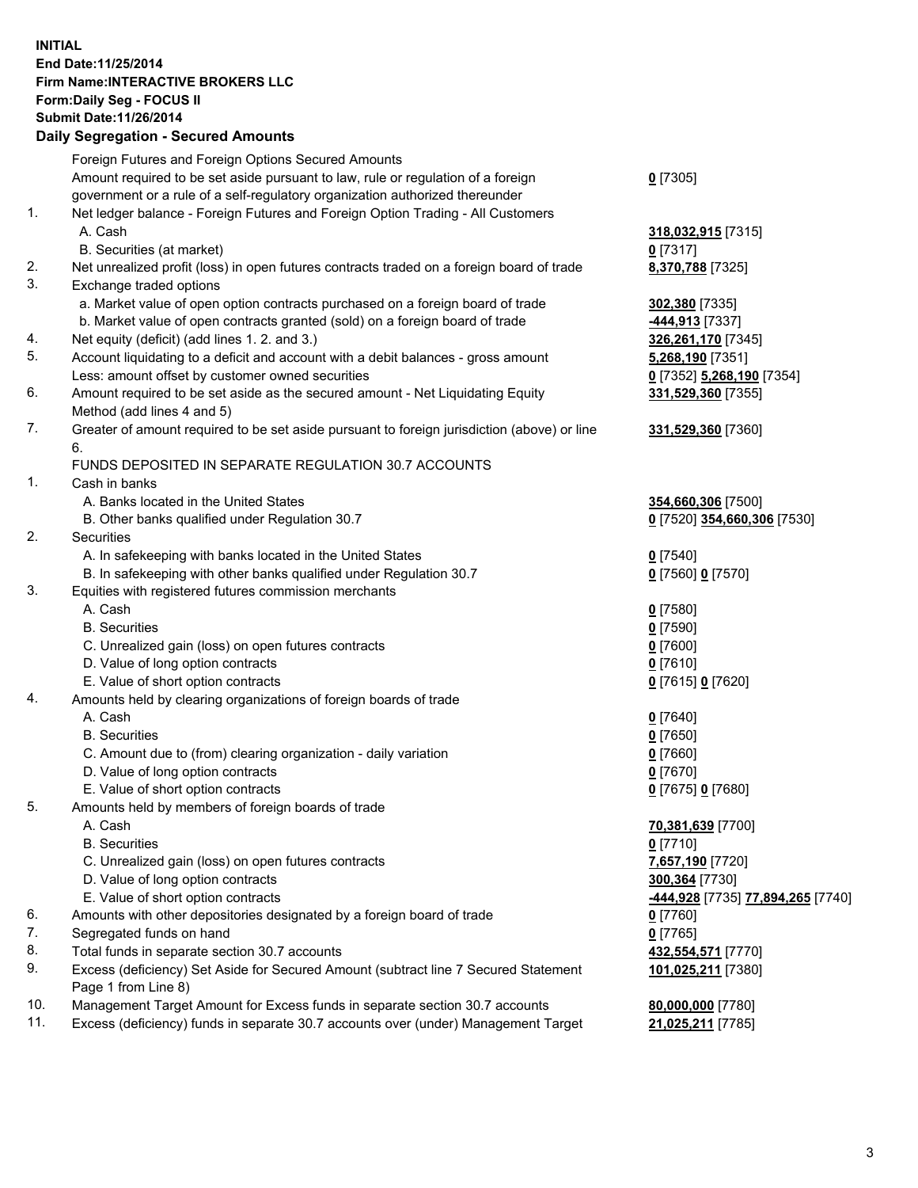**INITIAL**
**End Date:11/25/2014**
**Firm Name:INTERACTIVE BROKERS LLC**
**Form:Daily Seg - FOCUS II**
**Submit Date:11/26/2014**

**Daily Segregation - Secured Amounts**

| | | |
|---|---|---|
| | Foreign Futures and Foreign Options Secured Amounts | |
| | Amount required to be set aside pursuant to law, rule or regulation of a foreign government or a rule of a self-regulatory organization authorized thereunder | **0** [7305] |
| 1. | Net ledger balance - Foreign Futures and Foreign Option Trading - All Customers | |
| | A. Cash | **318,032,915** [7315] |
| | B. Securities (at market) | **0** [7317] |
| 2. | Net unrealized profit (loss) in open futures contracts traded on a foreign board of trade | **8,370,788** [7325] |
| 3. | Exchange traded options | |
| | a. Market value of open option contracts purchased on a foreign board of trade | **302,380** [7335] |
| | b. Market value of open contracts granted (sold) on a foreign board of trade | **-444,913** [7337] |
| 4. | Net equity (deficit) (add lines 1. 2. and 3.) | **326,261,170** [7345] |
| 5. | Account liquidating to a deficit and account with a debit balances - gross amount | **5,268,190** [7351] |
| | Less: amount offset by customer owned securities | **0** [7352] **5,268,190** [7354] |
| 6. | Amount required to be set aside as the secured amount - Net Liquidating Equity Method (add lines 4 and 5) | **331,529,360** [7355] |
| 7. | Greater of amount required to be set aside pursuant to foreign jurisdiction (above) or line 6. | **331,529,360** [7360] |
| | FUNDS DEPOSITED IN SEPARATE REGULATION 30.7 ACCOUNTS | |
| 1. | Cash in banks | |
| | A. Banks located in the United States | **354,660,306** [7500] |
| | B. Other banks qualified under Regulation 30.7 | **0** [7520] **354,660,306** [7530] |
| 2. | Securities | |
| | A. In safekeeping with banks located in the United States | **0** [7540] |
| | B. In safekeeping with other banks qualified under Regulation 30.7 | **0** [7560] **0** [7570] |
| 3. | Equities with registered futures commission merchants | |
| | A. Cash | **0** [7580] |
| | B. Securities | **0** [7590] |
| | C. Unrealized gain (loss) on open futures contracts | **0** [7600] |
| | D. Value of long option contracts | **0** [7610] |
| | E. Value of short option contracts | **0** [7615] **0** [7620] |
| 4. | Amounts held by clearing organizations of foreign boards of trade | |
| | A. Cash | **0** [7640] |
| | B. Securities | **0** [7650] |
| | C. Amount due to (from) clearing organization - daily variation | **0** [7660] |
| | D. Value of long option contracts | **0** [7670] |
| | E. Value of short option contracts | **0** [7675] **0** [7680] |
| 5. | Amounts held by members of foreign boards of trade | |
| | A. Cash | **70,381,639** [7700] |
| | B. Securities | **0** [7710] |
| | C. Unrealized gain (loss) on open futures contracts | **7,657,190** [7720] |
| | D. Value of long option contracts | **300,364** [7730] |
| | E. Value of short option contracts | **-444,928** [7735] **77,894,265** [7740] |
| 6. | Amounts with other depositories designated by a foreign board of trade | **0** [7760] |
| 7. | Segregated funds on hand | **0** [7765] |
| 8. | Total funds in separate section 30.7 accounts | **432,554,571** [7770] |
| 9. | Excess (deficiency) Set Aside for Secured Amount (subtract line 7 Secured Statement Page 1 from Line 8) | **101,025,211** [7380] |
| 10. | Management Target Amount for Excess funds in separate section 30.7 accounts | **80,000,000** [7780] |
| 11. | Excess (deficiency) funds in separate 30.7 accounts over (under) Management Target | **21,025,211** [7785] |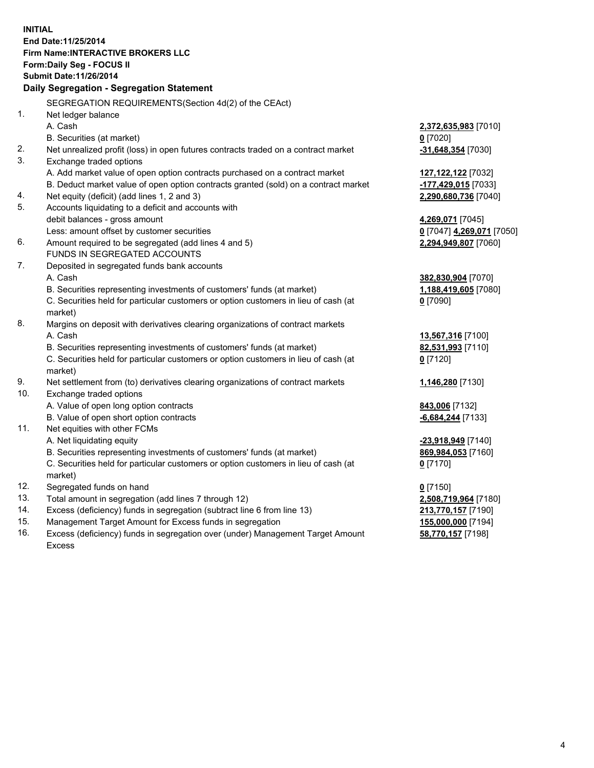**INITIAL**
**End Date:11/25/2014**
**Firm Name:INTERACTIVE BROKERS LLC**
**Form:Daily Seg - FOCUS II**
**Submit Date:11/26/2014**

**Daily Segregation - Segregation Statement**

SEGREGATION REQUIREMENTS(Section 4d(2) of the CEAct)

| | | |
|---|---|---|
| 1. | Net ledger balance | |
| | A. Cash | **2,372,635,983** [7010] |
| | B. Securities (at market) | **0** [7020] |
| 2. | Net unrealized profit (loss) in open futures contracts traded on a contract market | **-31,648,354** [7030] |
| 3. | Exchange traded options | |
| | A. Add market value of open option contracts purchased on a contract market | **127,122,122** [7032] |
| | B. Deduct market value of open option contracts granted (sold) on a contract market | **-177,429,015** [7033] |
| 4. | Net equity (deficit) (add lines 1, 2 and 3) | **2,290,680,736** [7040] |
| 5. | Accounts liquidating to a deficit and accounts with debit balances - gross amount | **4,269,071** [7045] |
| | Less: amount offset by customer securities | **0** [7047] **4,269,071** [7050] |
| 6. | Amount required to be segregated (add lines 4 and 5) | **2,294,949,807** [7060] |
| | FUNDS IN SEGREGATED ACCOUNTS | |
| 7. | Deposited in segregated funds bank accounts | |
| | A. Cash | **382,830,904** [7070] |
| | B. Securities representing investments of customers' funds (at market) | **1,188,419,605** [7080] |
| | C. Securities held for particular customers or option customers in lieu of cash (at market) | **0** [7090] |
| 8. | Margins on deposit with derivatives clearing organizations of contract markets | |
| | A. Cash | **13,567,316** [7100] |
| | B. Securities representing investments of customers' funds (at market) | **82,531,993** [7110] |
| | C. Securities held for particular customers or option customers in lieu of cash (at market) | **0** [7120] |
| 9. | Net settlement from (to) derivatives clearing organizations of contract markets | **1,146,280** [7130] |
| 10. | Exchange traded options | |
| | A. Value of open long option contracts | **843,006** [7132] |
| | B. Value of open short option contracts | **-6,684,244** [7133] |
| 11. | Net equities with other FCMs | |
| | A. Net liquidating equity | **-23,918,949** [7140] |
| | B. Securities representing investments of customers' funds (at market) | **869,984,053** [7160] |
| | C. Securities held for particular customers or option customers in lieu of cash (at market) | **0** [7170] |
| 12. | Segregated funds on hand | **0** [7150] |
| 13. | Total amount in segregation (add lines 7 through 12) | **2,508,719,964** [7180] |
| 14. | Excess (deficiency) funds in segregation (subtract line 6 from line 13) | **213,770,157** [7190] |
| 15. | Management Target Amount for Excess funds in segregation | **155,000,000** [7194] |
| 16. | Excess (deficiency) funds in segregation over (under) Management Target Amount Excess | **58,770,157** [7198] |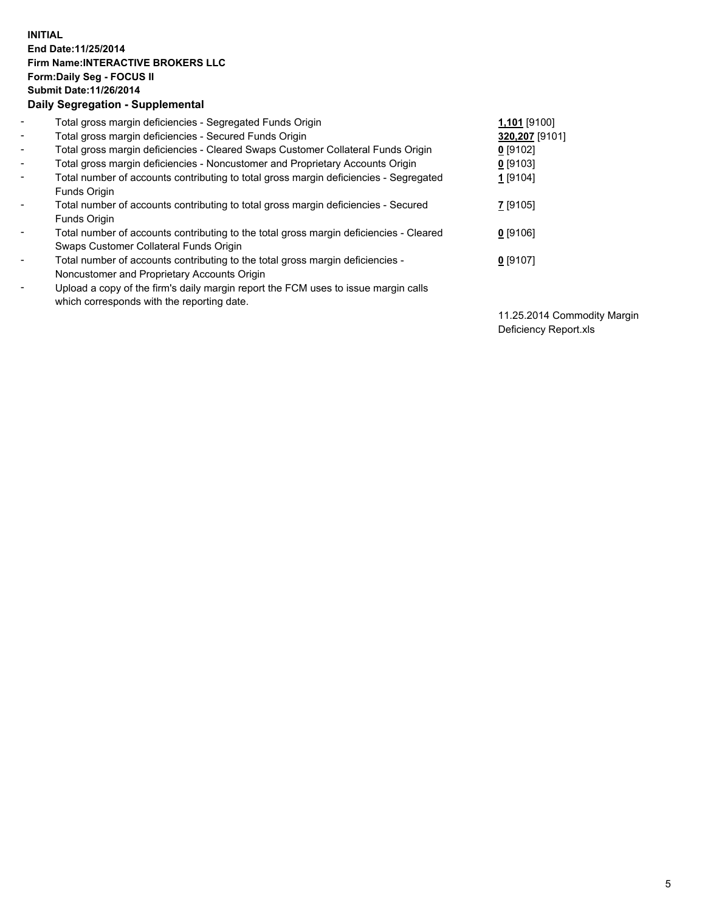**INITIAL**
**End Date:11/25/2014**
**Firm Name:INTERACTIVE BROKERS LLC**
**Form:Daily Seg - FOCUS II**
**Submit Date:11/26/2014**
**Daily Segregation - Supplemental**

| | | |
|---|---|---|
| - | Total gross margin deficiencies - Segregated Funds Origin | **1,101** [9100] |
| - | Total gross margin deficiencies - Secured Funds Origin | **320,207** [9101] |
| - | Total gross margin deficiencies - Cleared Swaps Customer Collateral Funds Origin | **0** [9102] |
| - | Total gross margin deficiencies - Noncustomer and Proprietary Accounts Origin | **0** [9103] |
| - | Total number of accounts contributing to total gross margin deficiencies - Segregated Funds Origin | **1** [9104] |
| - | Total number of accounts contributing to total gross margin deficiencies - Secured Funds Origin | **7** [9105] |
| - | Total number of accounts contributing to the total gross margin deficiencies - Cleared Swaps Customer Collateral Funds Origin | **0** [9106] |
| - | Total number of accounts contributing to the total gross margin deficiencies - Noncustomer and Proprietary Accounts Origin | **0** [9107] |
| - | Upload a copy of the firm's daily margin report the FCM uses to issue margin calls which corresponds with the reporting date. | 11.25.2014 Commodity Margin Deficiency Report.xls |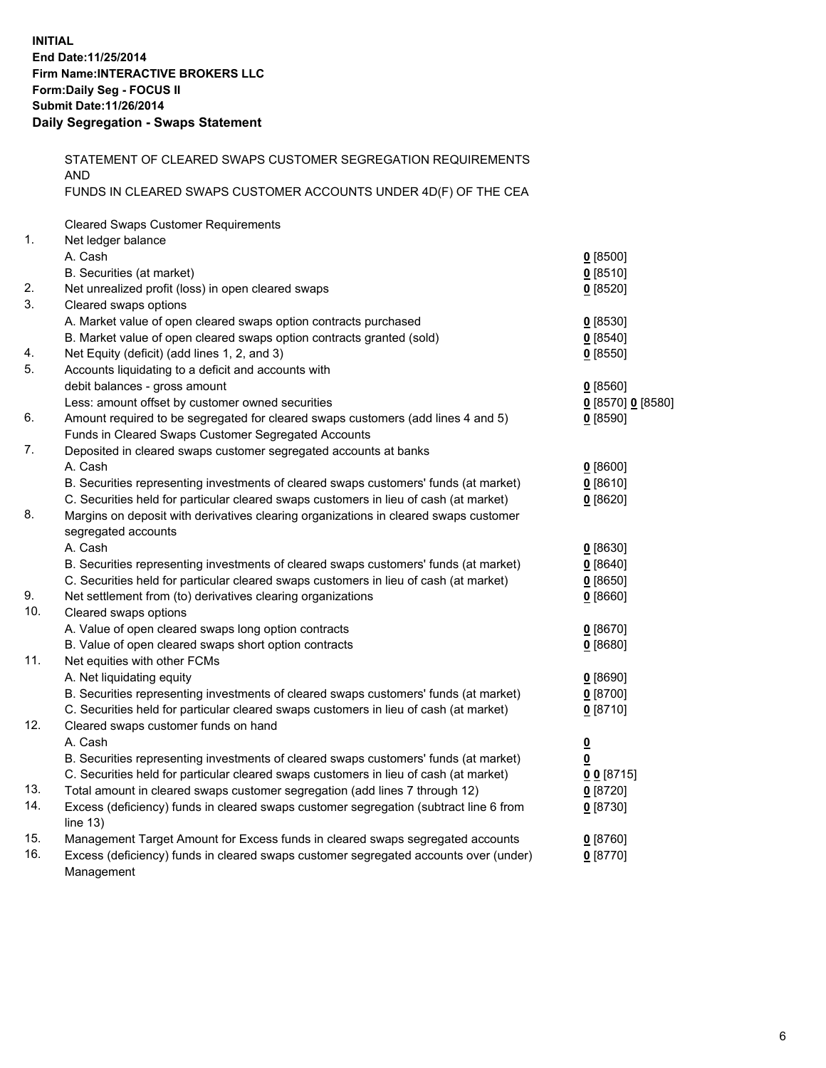**INITIAL**
**End Date:11/25/2014**
**Firm Name:INTERACTIVE BROKERS LLC**
**Form:Daily Seg - FOCUS II**
**Submit Date:11/26/2014**
**Daily Segregation - Swaps Statement**

STATEMENT OF CLEARED SWAPS CUSTOMER SEGREGATION REQUIREMENTS AND FUNDS IN CLEARED SWAPS CUSTOMER ACCOUNTS UNDER 4D(F) OF THE CEA

| | | |
|---|---|---|
| | Cleared Swaps Customer Requirements | |
| 1. | Net ledger balance | |
| | A. Cash | 0 [8500] |
| | B. Securities (at market) | 0 [8510] |
| 2. | Net unrealized profit (loss) in open cleared swaps | 0 [8520] |
| 3. | Cleared swaps options | |
| | A. Market value of open cleared swaps option contracts purchased | 0 [8530] |
| | B. Market value of open cleared swaps option contracts granted (sold) | 0 [8540] |
| 4. | Net Equity (deficit) (add lines 1, 2, and 3) | 0 [8550] |
| 5. | Accounts liquidating to a deficit and accounts with debit balances - gross amount | 0 [8560] |
| | Less: amount offset by customer owned securities | 0 [8570] 0 [8580] |
| 6. | Amount required to be segregated for cleared swaps customers (add lines 4 and 5) | 0 [8590] |
| | Funds in Cleared Swaps Customer Segregated Accounts | |
| 7. | Deposited in cleared swaps customer segregated accounts at banks | |
| | A. Cash | 0 [8600] |
| | B. Securities representing investments of cleared swaps customers' funds (at market) | 0 [8610] |
| | C. Securities held for particular cleared swaps customers in lieu of cash (at market) | 0 [8620] |
| 8. | Margins on deposit with derivatives clearing organizations in cleared swaps customer segregated accounts | |
| | A. Cash | 0 [8630] |
| | B. Securities representing investments of cleared swaps customers' funds (at market) | 0 [8640] |
| | C. Securities held for particular cleared swaps customers in lieu of cash (at market) | 0 [8650] |
| 9. | Net settlement from (to) derivatives clearing organizations | 0 [8660] |
| 10. | Cleared swaps options | |
| | A. Value of open cleared swaps long option contracts | 0 [8670] |
| | B. Value of open cleared swaps short option contracts | 0 [8680] |
| 11. | Net equities with other FCMs | |
| | A. Net liquidating equity | 0 [8690] |
| | B. Securities representing investments of cleared swaps customers' funds (at market) | 0 [8700] |
| | C. Securities held for particular cleared swaps customers in lieu of cash (at market) | 0 [8710] |
| 12. | Cleared swaps customer funds on hand | |
| | A. Cash | 0 |
| | B. Securities representing investments of cleared swaps customers' funds (at market) | 0 |
| | C. Securities held for particular cleared swaps customers in lieu of cash (at market) | 0 0 [8715] |
| 13. | Total amount in cleared swaps customer segregation (add lines 7 through 12) | 0 [8720] |
| 14. | Excess (deficiency) funds in cleared swaps customer segregation (subtract line 6 from line 13) | 0 [8730] |
| 15. | Management Target Amount for Excess funds in cleared swaps segregated accounts | 0 [8760] |
| 16. | Excess (deficiency) funds in cleared swaps customer segregated accounts over (under) Management | 0 [8770] |